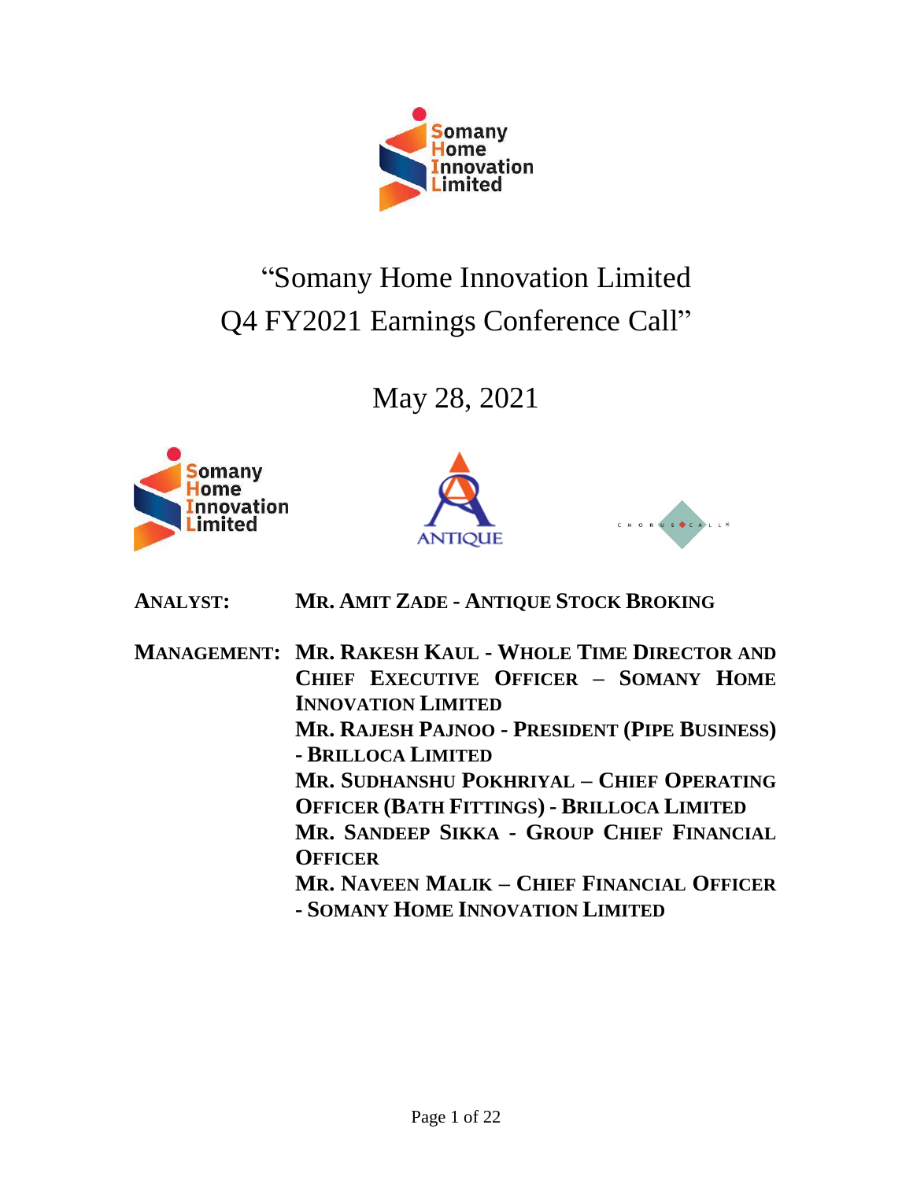# "Somany Home Innovation Limited Q4 FY2021 Earnings Conference Call"

May 28, 2021

**ANALYST:** **MR. AMIT ZADE - ANTIQUE STOCK BROKING**

**MANAGEMENT:** **MR. RAKESH KAUL - WHOLE TIME DIRECTOR AND CHIEF EXECUTIVE OFFICER – SOMANY HOME INNOVATION LIMITED**

**MR. RAJESH PAJNOO - PRESIDENT (PIPE BUSINESS) - BRILLOCA LIMITED**

**MR. SUDHANSHU POKHRIYAL – CHIEF OPERATING OFFICER (BATH FITTINGS) - BRILLOCA LIMITED**

**MR. SANDEEP SIKKA - GROUP CHIEF FINANCIAL OFFICER**

**MR. NAVEEN MALIK – CHIEF FINANCIAL OFFICER - SOMANY HOME INNOVATION LIMITED**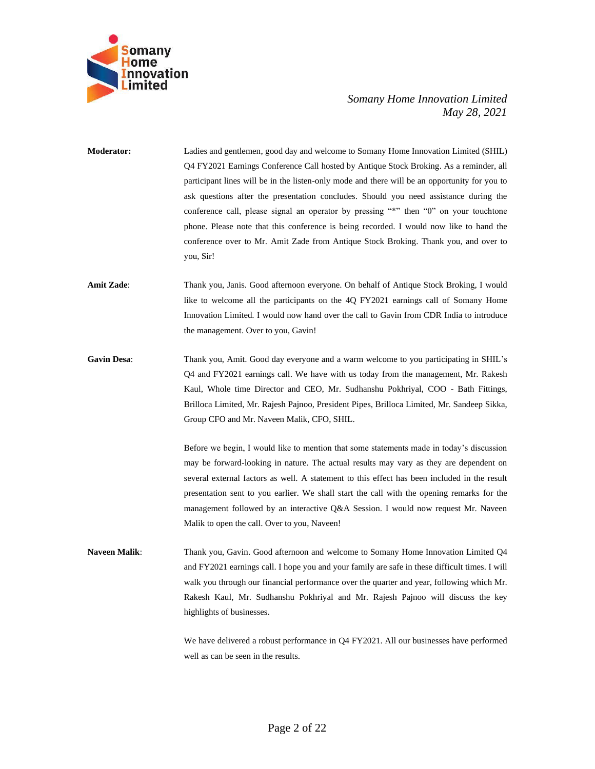**Moderator:** Ladies and gentlemen, good day and welcome to Somany Home Innovation Limited (SHIL) Q4 FY2021 Earnings Conference Call hosted by Antique Stock Broking. As a reminder, all participant lines will be in the listen-only mode and there will be an opportunity for you to ask questions after the presentation concludes. Should you need assistance during the conference call, please signal an operator by pressing "*" then "0" on your touchtone phone. Please note that this conference is being recorded. I would now like to hand the conference over to Mr. Amit Zade from Antique Stock Broking. Thank you, and over to you, Sir!

**Amit Zade**: Thank you, Janis. Good afternoon everyone. On behalf of Antique Stock Broking, I would like to welcome all the participants on the 4Q FY2021 earnings call of Somany Home Innovation Limited. I would now hand over the call to Gavin from CDR India to introduce the management. Over to you, Gavin!

**Gavin Desa**: Thank you, Amit. Good day everyone and a warm welcome to you participating in SHIL's Q4 and FY2021 earnings call. We have with us today from the management, Mr. Rakesh Kaul, Whole time Director and CEO, Mr. Sudhanshu Pokhriyal, COO - Bath Fittings, Brilloca Limited, Mr. Rajesh Pajnoo, President Pipes, Brilloca Limited, Mr. Sandeep Sikka, Group CFO and Mr. Naveen Malik, CFO, SHIL.

Before we begin, I would like to mention that some statements made in today's discussion may be forward-looking in nature. The actual results may vary as they are dependent on several external factors as well. A statement to this effect has been included in the result presentation sent to you earlier. We shall start the call with the opening remarks for the management followed by an interactive Q&A Session. I would now request Mr. Naveen Malik to open the call. Over to you, Naveen!

**Naveen Malik**: Thank you, Gavin. Good afternoon and welcome to Somany Home Innovation Limited Q4 and FY2021 earnings call. I hope you and your family are safe in these difficult times. I will walk you through our financial performance over the quarter and year, following which Mr. Rakesh Kaul, Mr. Sudhanshu Pokhriyal and Mr. Rajesh Pajnoo will discuss the key highlights of businesses.

We have delivered a robust performance in Q4 FY2021. All our businesses have performed well as can be seen in the results.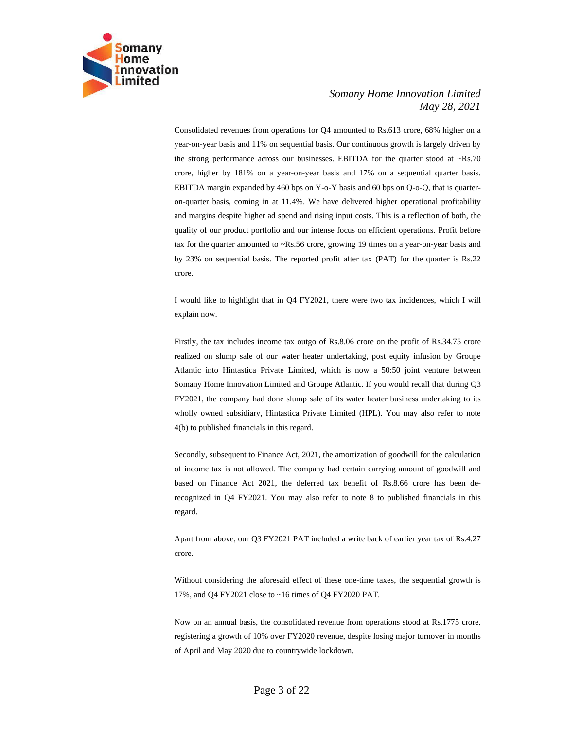Consolidated revenues from operations for Q4 amounted to Rs.613 crore, 68% higher on a year-on-year basis and 11% on sequential basis. Our continuous growth is largely driven by the strong performance across our businesses. EBITDA for the quarter stood at ~Rs.70 crore, higher by 181% on a year-on-year basis and 17% on a sequential quarter basis. EBITDA margin expanded by 460 bps on Y-o-Y basis and 60 bps on Q-o-Q, that is quarter-on-quarter basis, coming in at 11.4%. We have delivered higher operational profitability and margins despite higher ad spend and rising input costs. This is a reflection of both, the quality of our product portfolio and our intense focus on efficient operations. Profit before tax for the quarter amounted to ~Rs.56 crore, growing 19 times on a year-on-year basis and by 23% on sequential basis. The reported profit after tax (PAT) for the quarter is Rs.22 crore.

I would like to highlight that in Q4 FY2021, there were two tax incidences, which I will explain now.

Firstly, the tax includes income tax outgo of Rs.8.06 crore on the profit of Rs.34.75 crore realized on slump sale of our water heater undertaking, post equity infusion by Groupe Atlantic into Hintastica Private Limited, which is now a 50:50 joint venture between Somany Home Innovation Limited and Groupe Atlantic. If you would recall that during Q3 FY2021, the company had done slump sale of its water heater business undertaking to its wholly owned subsidiary, Hintastica Private Limited (HPL). You may also refer to note 4(b) to published financials in this regard.

Secondly, subsequent to Finance Act, 2021, the amortization of goodwill for the calculation of income tax is not allowed. The company had certain carrying amount of goodwill and based on Finance Act 2021, the deferred tax benefit of Rs.8.66 crore has been de-recognized in Q4 FY2021. You may also refer to note 8 to published financials in this regard.

Apart from above, our Q3 FY2021 PAT included a write back of earlier year tax of Rs.4.27 crore.

Without considering the aforesaid effect of these one-time taxes, the sequential growth is 17%, and Q4 FY2021 close to ~16 times of Q4 FY2020 PAT.

Now on an annual basis, the consolidated revenue from operations stood at Rs.1775 crore, registering a growth of 10% over FY2020 revenue, despite losing major turnover in months of April and May 2020 due to countrywide lockdown.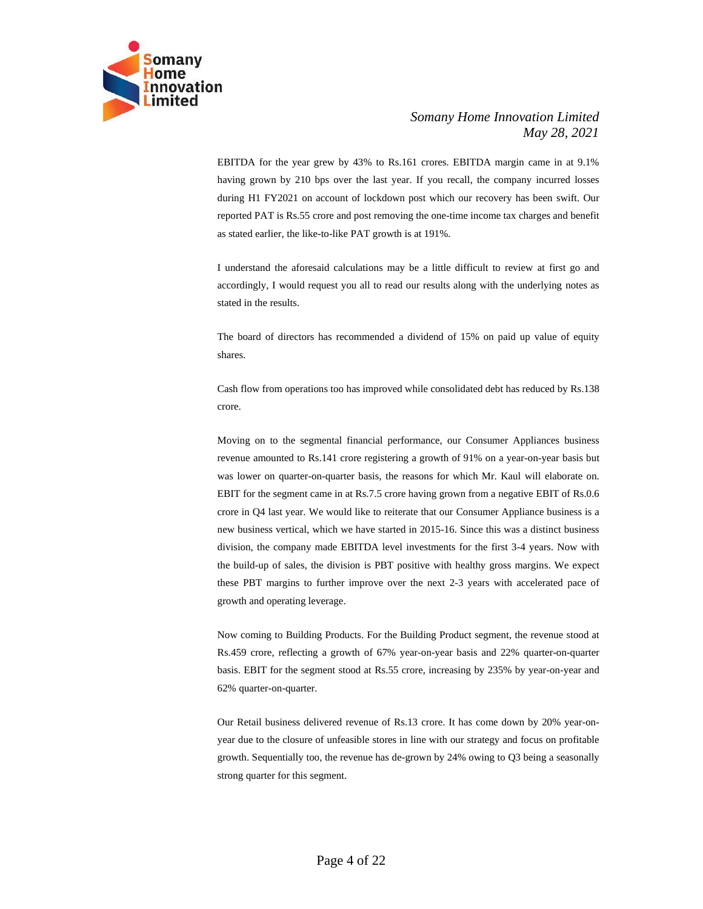EBITDA for the year grew by 43% to Rs.161 crores. EBITDA margin came in at 9.1% having grown by 210 bps over the last year. If you recall, the company incurred losses during H1 FY2021 on account of lockdown post which our recovery has been swift. Our reported PAT is Rs.55 crore and post removing the one-time income tax charges and benefit as stated earlier, the like-to-like PAT growth is at 191%.

I understand the aforesaid calculations may be a little difficult to review at first go and accordingly, I would request you all to read our results along with the underlying notes as stated in the results.

The board of directors has recommended a dividend of 15% on paid up value of equity shares.

Cash flow from operations too has improved while consolidated debt has reduced by Rs.138 crore.

Moving on to the segmental financial performance, our Consumer Appliances business revenue amounted to Rs.141 crore registering a growth of 91% on a year-on-year basis but was lower on quarter-on-quarter basis, the reasons for which Mr. Kaul will elaborate on. EBIT for the segment came in at Rs.7.5 crore having grown from a negative EBIT of Rs.0.6 crore in Q4 last year. We would like to reiterate that our Consumer Appliance business is a new business vertical, which we have started in 2015-16. Since this was a distinct business division, the company made EBITDA level investments for the first 3-4 years. Now with the build-up of sales, the division is PBT positive with healthy gross margins. We expect these PBT margins to further improve over the next 2-3 years with accelerated pace of growth and operating leverage.

Now coming to Building Products. For the Building Product segment, the revenue stood at Rs.459 crore, reflecting a growth of 67% year-on-year basis and 22% quarter-on-quarter basis. EBIT for the segment stood at Rs.55 crore, increasing by 235% by year-on-year and 62% quarter-on-quarter.

Our Retail business delivered revenue of Rs.13 crore. It has come down by 20% year-on-year due to the closure of unfeasible stores in line with our strategy and focus on profitable growth. Sequentially too, the revenue has de-grown by 24% owing to Q3 being a seasonally strong quarter for this segment.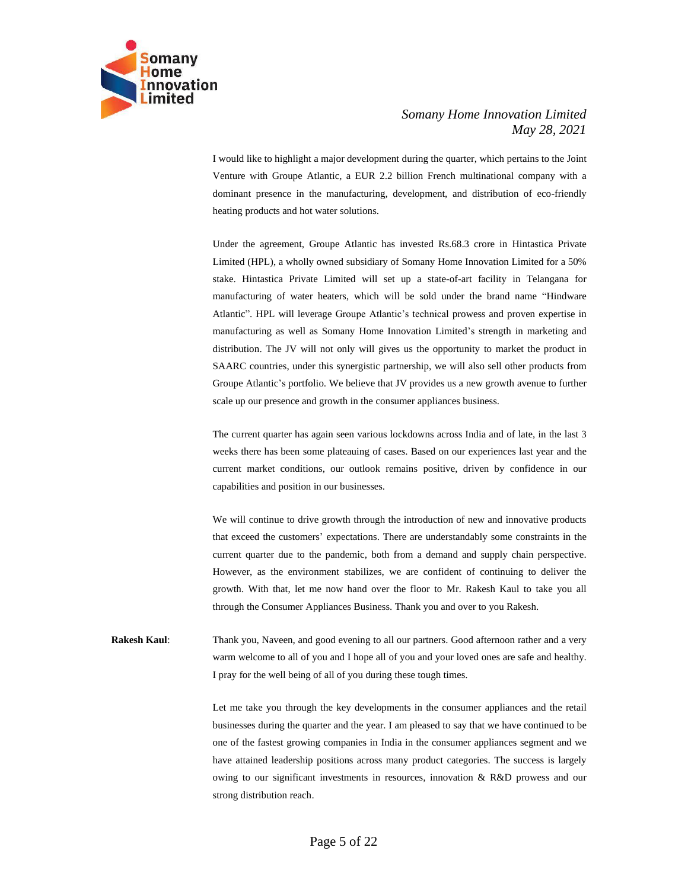I would like to highlight a major development during the quarter, which pertains to the Joint Venture with Groupe Atlantic, a EUR 2.2 billion French multinational company with a dominant presence in the manufacturing, development, and distribution of eco-friendly heating products and hot water solutions.

Under the agreement, Groupe Atlantic has invested Rs.68.3 crore in Hintastica Private Limited (HPL), a wholly owned subsidiary of Somany Home Innovation Limited for a 50% stake. Hintastica Private Limited will set up a state-of-art facility in Telangana for manufacturing of water heaters, which will be sold under the brand name "Hindware Atlantic". HPL will leverage Groupe Atlantic's technical prowess and proven expertise in manufacturing as well as Somany Home Innovation Limited's strength in marketing and distribution. The JV will not only will gives us the opportunity to market the product in SAARC countries, under this synergistic partnership, we will also sell other products from Groupe Atlantic's portfolio. We believe that JV provides us a new growth avenue to further scale up our presence and growth in the consumer appliances business.

The current quarter has again seen various lockdowns across India and of late, in the last 3 weeks there has been some plateauing of cases. Based on our experiences last year and the current market conditions, our outlook remains positive, driven by confidence in our capabilities and position in our businesses.

We will continue to drive growth through the introduction of new and innovative products that exceed the customers' expectations. There are understandably some constraints in the current quarter due to the pandemic, both from a demand and supply chain perspective. However, as the environment stabilizes, we are confident of continuing to deliver the growth. With that, let me now hand over the floor to Mr. Rakesh Kaul to take you all through the Consumer Appliances Business. Thank you and over to you Rakesh.

**Rakesh Kaul**: Thank you, Naveen, and good evening to all our partners. Good afternoon rather and a very warm welcome to all of you and I hope all of you and your loved ones are safe and healthy. I pray for the well being of all of you during these tough times.

Let me take you through the key developments in the consumer appliances and the retail businesses during the quarter and the year. I am pleased to say that we have continued to be one of the fastest growing companies in India in the consumer appliances segment and we have attained leadership positions across many product categories. The success is largely owing to our significant investments in resources, innovation & R&D prowess and our strong distribution reach.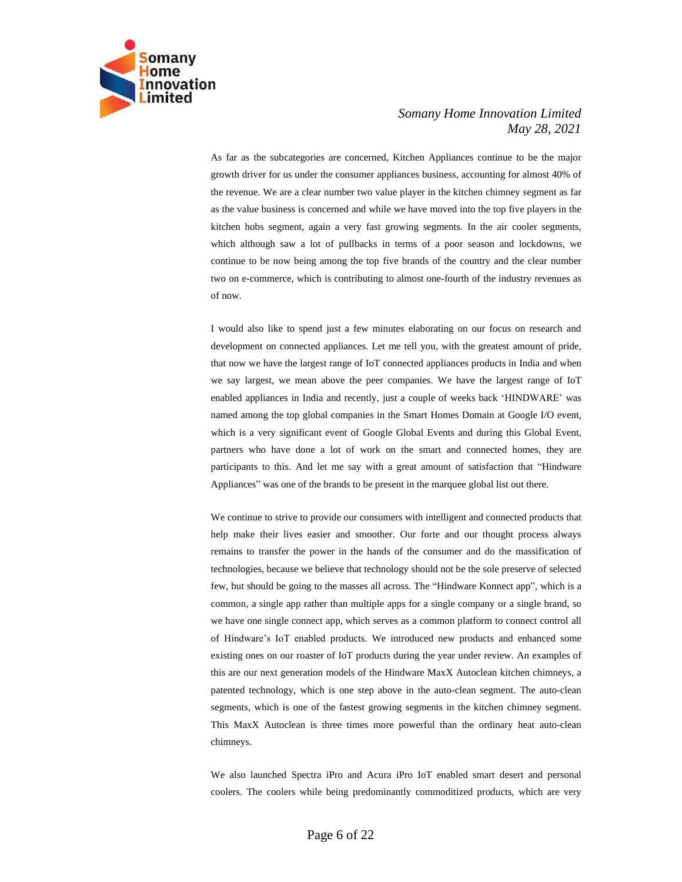As far as the subcategories are concerned, Kitchen Appliances continue to be the major growth driver for us under the consumer appliances business, accounting for almost 40% of the revenue. We are a clear number two value player in the kitchen chimney segment as far as the value business is concerned and while we have moved into the top five players in the kitchen hobs segment, again a very fast growing segments. In the air cooler segments, which although saw a lot of pullbacks in terms of a poor season and lockdowns, we continue to be now being among the top five brands of the country and the clear number two on e-commerce, which is contributing to almost one-fourth of the industry revenues as of now.

I would also like to spend just a few minutes elaborating on our focus on research and development on connected appliances. Let me tell you, with the greatest amount of pride, that now we have the largest range of IoT connected appliances products in India and when we say largest, we mean above the peer companies. We have the largest range of IoT enabled appliances in India and recently, just a couple of weeks back 'HINDWARE' was named among the top global companies in the Smart Homes Domain at Google I/O event, which is a very significant event of Google Global Events and during this Global Event, partners who have done a lot of work on the smart and connected homes, they are participants to this. And let me say with a great amount of satisfaction that "Hindware Appliances" was one of the brands to be present in the marquee global list out there.

We continue to strive to provide our consumers with intelligent and connected products that help make their lives easier and smoother. Our forte and our thought process always remains to transfer the power in the hands of the consumer and do the massification of technologies, because we believe that technology should not be the sole preserve of selected few, but should be going to the masses all across. The "Hindware Konnect app", which is a common, a single app rather than multiple apps for a single company or a single brand, so we have one single connect app, which serves as a common platform to connect control all of Hindware's IoT enabled products. We introduced new products and enhanced some existing ones on our roaster of IoT products during the year under review. An examples of this are our next generation models of the Hindware MaxX Autoclean kitchen chimneys, a patented technology, which is one step above in the auto-clean segment. The auto-clean segments, which is one of the fastest growing segments in the kitchen chimney segment. This MaxX Autoclean is three times more powerful than the ordinary heat auto-clean chimneys.

We also launched Spectra iPro and Acura iPro IoT enabled smart desert and personal coolers. The coolers while being predominantly commoditized products, which are very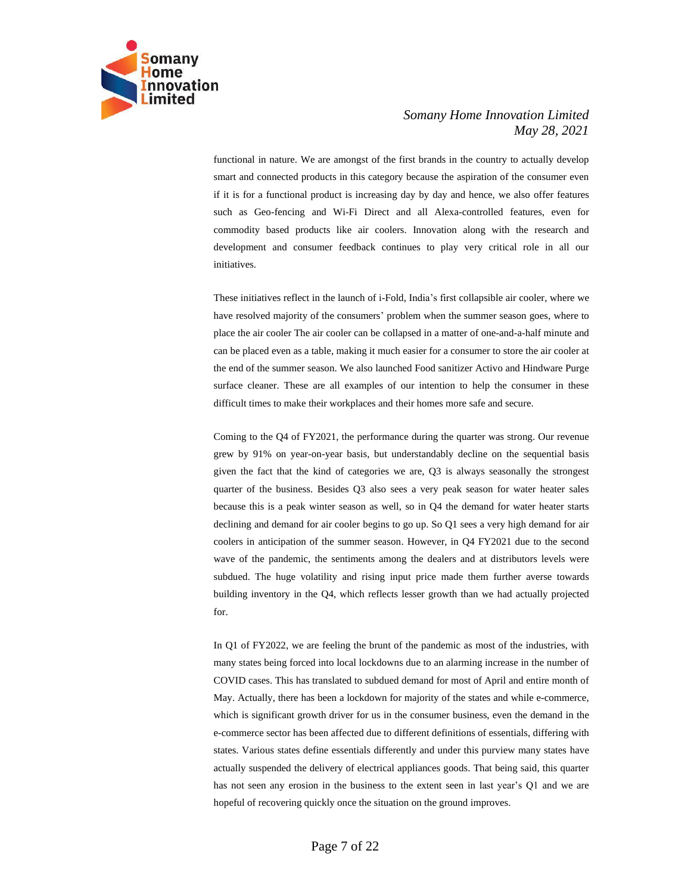functional in nature. We are amongst of the first brands in the country to actually develop smart and connected products in this category because the aspiration of the consumer even if it is for a functional product is increasing day by day and hence, we also offer features such as Geo-fencing and Wi-Fi Direct and all Alexa-controlled features, even for commodity based products like air coolers. Innovation along with the research and development and consumer feedback continues to play very critical role in all our initiatives.

These initiatives reflect in the launch of i-Fold, India's first collapsible air cooler, where we have resolved majority of the consumers' problem when the summer season goes, where to place the air cooler The air cooler can be collapsed in a matter of one-and-a-half minute and can be placed even as a table, making it much easier for a consumer to store the air cooler at the end of the summer season. We also launched Food sanitizer Activo and Hindware Purge surface cleaner. These are all examples of our intention to help the consumer in these difficult times to make their workplaces and their homes more safe and secure.

Coming to the Q4 of FY2021, the performance during the quarter was strong. Our revenue grew by 91% on year-on-year basis, but understandably decline on the sequential basis given the fact that the kind of categories we are, Q3 is always seasonally the strongest quarter of the business. Besides Q3 also sees a very peak season for water heater sales because this is a peak winter season as well, so in Q4 the demand for water heater starts declining and demand for air cooler begins to go up. So Q1 sees a very high demand for air coolers in anticipation of the summer season. However, in Q4 FY2021 due to the second wave of the pandemic, the sentiments among the dealers and at distributors levels were subdued. The huge volatility and rising input price made them further averse towards building inventory in the Q4, which reflects lesser growth than we had actually projected for.

In Q1 of FY2022, we are feeling the brunt of the pandemic as most of the industries, with many states being forced into local lockdowns due to an alarming increase in the number of COVID cases. This has translated to subdued demand for most of April and entire month of May. Actually, there has been a lockdown for majority of the states and while e-commerce, which is significant growth driver for us in the consumer business, even the demand in the e-commerce sector has been affected due to different definitions of essentials, differing with states. Various states define essentials differently and under this purview many states have actually suspended the delivery of electrical appliances goods. That being said, this quarter has not seen any erosion in the business to the extent seen in last year's Q1 and we are hopeful of recovering quickly once the situation on the ground improves.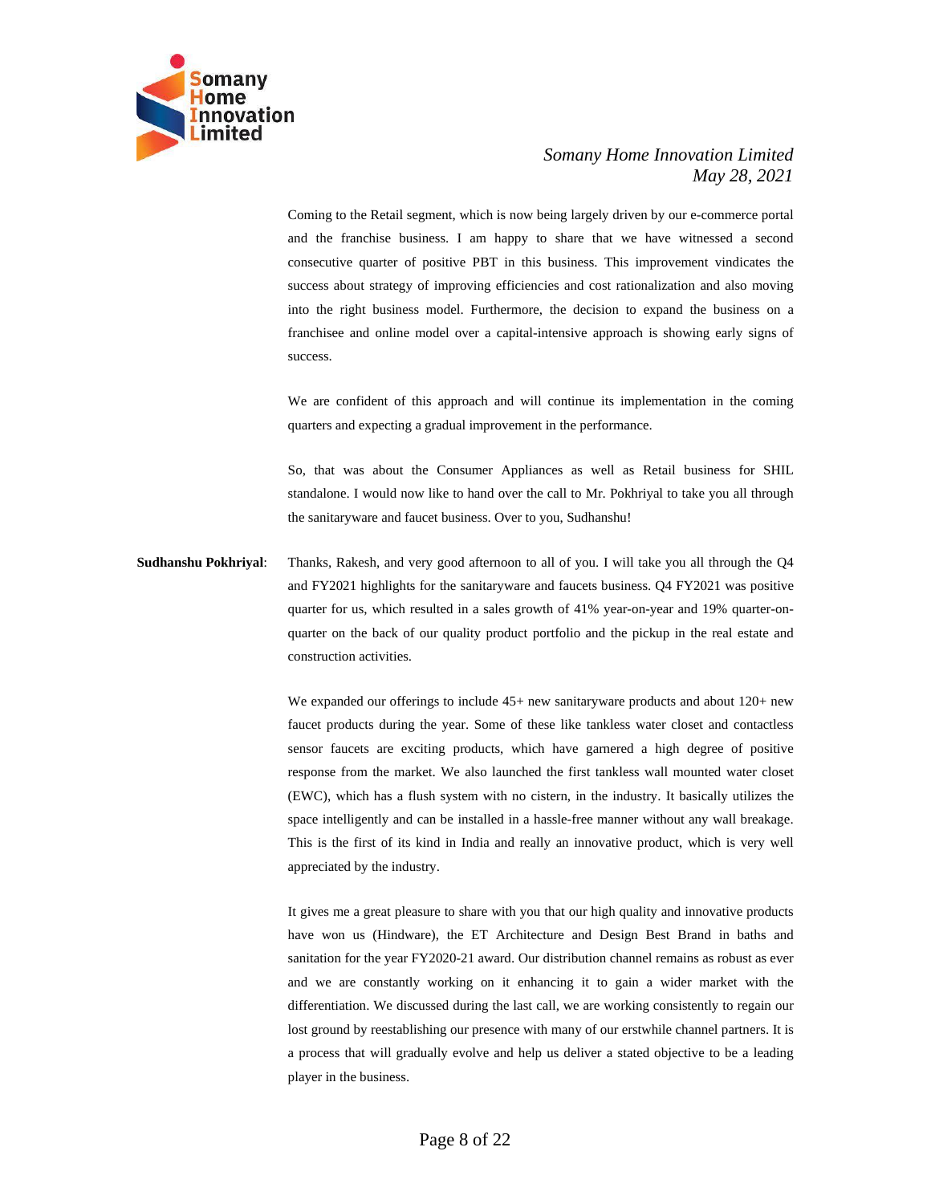Coming to the Retail segment, which is now being largely driven by our e-commerce portal and the franchise business. I am happy to share that we have witnessed a second consecutive quarter of positive PBT in this business. This improvement vindicates the success about strategy of improving efficiencies and cost rationalization and also moving into the right business model. Furthermore, the decision to expand the business on a franchisee and online model over a capital-intensive approach is showing early signs of success.

We are confident of this approach and will continue its implementation in the coming quarters and expecting a gradual improvement in the performance.

So, that was about the Consumer Appliances as well as Retail business for SHIL standalone. I would now like to hand over the call to Mr. Pokhriyal to take you all through the sanitaryware and faucet business. Over to you, Sudhanshu!

**Sudhanshu Pokhriyal**: Thanks, Rakesh, and very good afternoon to all of you. I will take you all through the Q4 and FY2021 highlights for the sanitaryware and faucets business. Q4 FY2021 was positive quarter for us, which resulted in a sales growth of 41% year-on-year and 19% quarter-on-quarter on the back of our quality product portfolio and the pickup in the real estate and construction activities.

We expanded our offerings to include 45+ new sanitaryware products and about 120+ new faucet products during the year. Some of these like tankless water closet and contactless sensor faucets are exciting products, which have garnered a high degree of positive response from the market. We also launched the first tankless wall mounted water closet (EWC), which has a flush system with no cistern, in the industry. It basically utilizes the space intelligently and can be installed in a hassle-free manner without any wall breakage. This is the first of its kind in India and really an innovative product, which is very well appreciated by the industry.

It gives me a great pleasure to share with you that our high quality and innovative products have won us (Hindware), the ET Architecture and Design Best Brand in baths and sanitation for the year FY2020-21 award. Our distribution channel remains as robust as ever and we are constantly working on it enhancing it to gain a wider market with the differentiation. We discussed during the last call, we are working consistently to regain our lost ground by reestablishing our presence with many of our erstwhile channel partners. It is a process that will gradually evolve and help us deliver a stated objective to be a leading player in the business.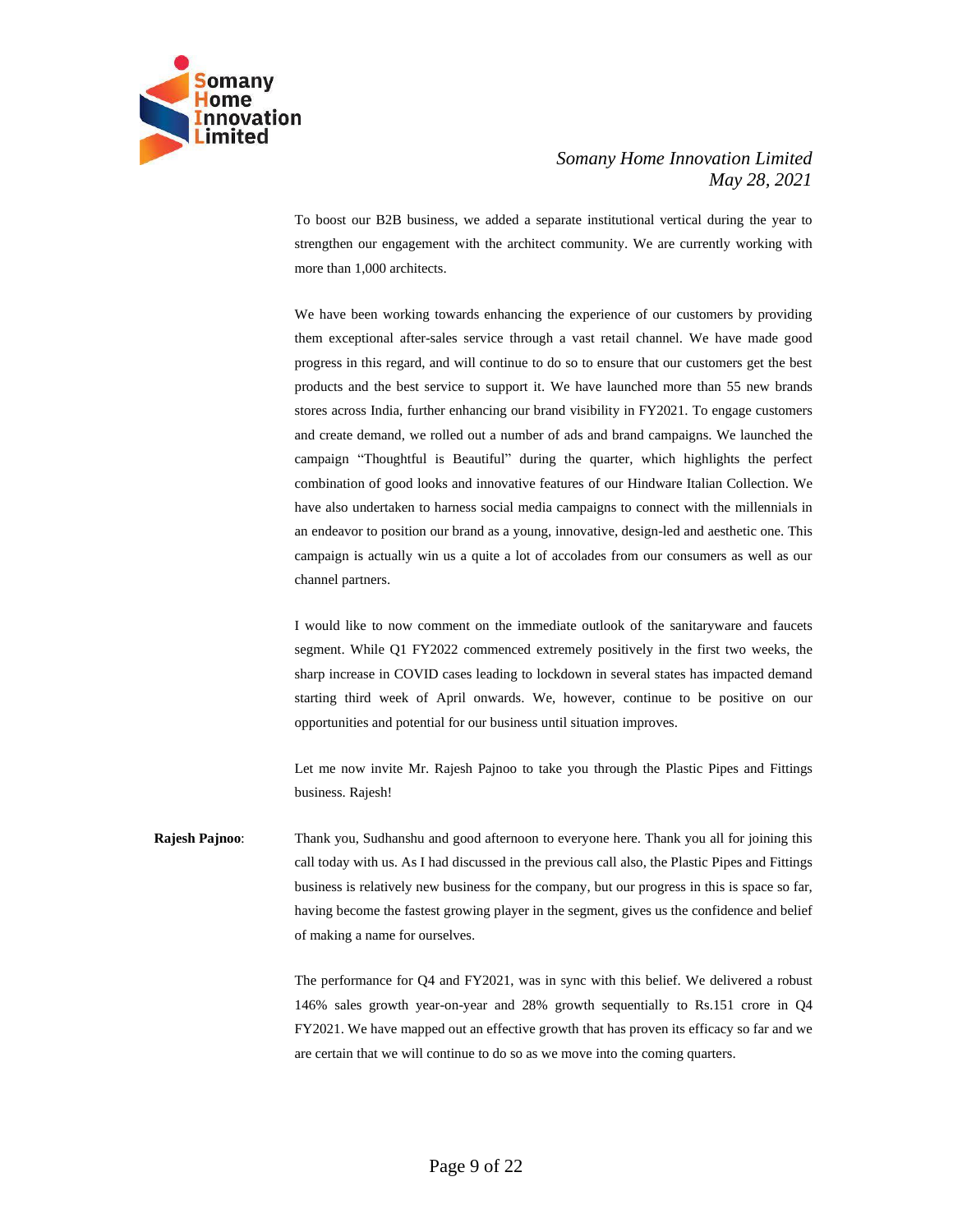To boost our B2B business, we added a separate institutional vertical during the year to strengthen our engagement with the architect community. We are currently working with more than 1,000 architects.

We have been working towards enhancing the experience of our customers by providing them exceptional after-sales service through a vast retail channel. We have made good progress in this regard, and will continue to do so to ensure that our customers get the best products and the best service to support it. We have launched more than 55 new brands stores across India, further enhancing our brand visibility in FY2021. To engage customers and create demand, we rolled out a number of ads and brand campaigns. We launched the campaign "Thoughtful is Beautiful" during the quarter, which highlights the perfect combination of good looks and innovative features of our Hindware Italian Collection. We have also undertaken to harness social media campaigns to connect with the millennials in an endeavor to position our brand as a young, innovative, design-led and aesthetic one. This campaign is actually win us a quite a lot of accolades from our consumers as well as our channel partners.

I would like to now comment on the immediate outlook of the sanitaryware and faucets segment. While Q1 FY2022 commenced extremely positively in the first two weeks, the sharp increase in COVID cases leading to lockdown in several states has impacted demand starting third week of April onwards. We, however, continue to be positive on our opportunities and potential for our business until situation improves.

Let me now invite Mr. Rajesh Pajnoo to take you through the Plastic Pipes and Fittings business. Rajesh!

**Rajesh Pajnoo**: Thank you, Sudhanshu and good afternoon to everyone here. Thank you all for joining this call today with us. As I had discussed in the previous call also, the Plastic Pipes and Fittings business is relatively new business for the company, but our progress in this is space so far, having become the fastest growing player in the segment, gives us the confidence and belief of making a name for ourselves.

The performance for Q4 and FY2021, was in sync with this belief. We delivered a robust 146% sales growth year-on-year and 28% growth sequentially to Rs.151 crore in Q4 FY2021. We have mapped out an effective growth that has proven its efficacy so far and we are certain that we will continue to do so as we move into the coming quarters.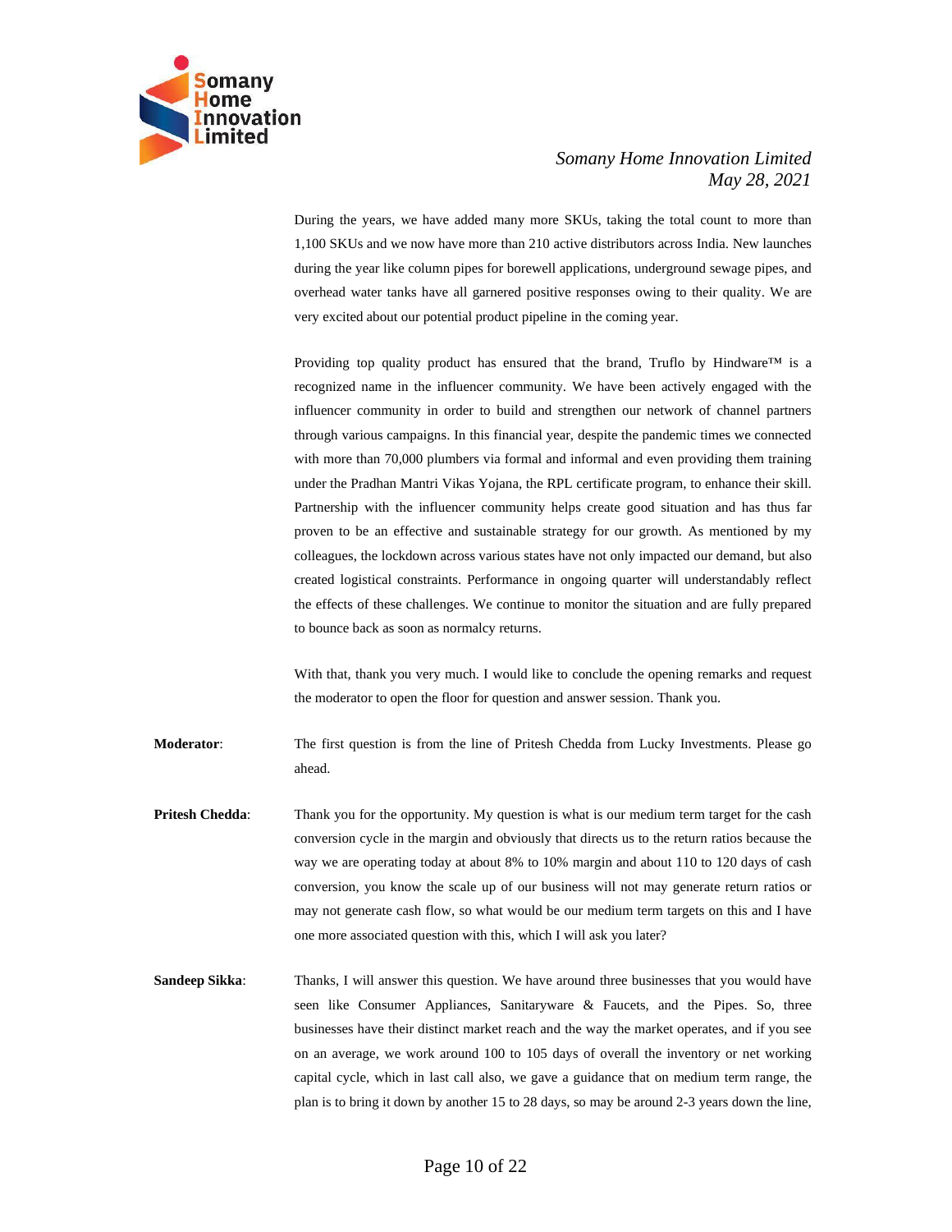During the years, we have added many more SKUs, taking the total count to more than 1,100 SKUs and we now have more than 210 active distributors across India. New launches during the year like column pipes for borewell applications, underground sewage pipes, and overhead water tanks have all garnered positive responses owing to their quality. We are very excited about our potential product pipeline in the coming year.

Providing top quality product has ensured that the brand, Truflo by Hindware™ is a recognized name in the influencer community. We have been actively engaged with the influencer community in order to build and strengthen our network of channel partners through various campaigns. In this financial year, despite the pandemic times we connected with more than 70,000 plumbers via formal and informal and even providing them training under the Pradhan Mantri Vikas Yojana, the RPL certificate program, to enhance their skill. Partnership with the influencer community helps create good situation and has thus far proven to be an effective and sustainable strategy for our growth. As mentioned by my colleagues, the lockdown across various states have not only impacted our demand, but also created logistical constraints. Performance in ongoing quarter will understandably reflect the effects of these challenges. We continue to monitor the situation and are fully prepared to bounce back as soon as normalcy returns.

With that, thank you very much. I would like to conclude the opening remarks and request the moderator to open the floor for question and answer session. Thank you.

**Moderator**: The first question is from the line of Pritesh Chedda from Lucky Investments. Please go ahead.

**Pritesh Chedda**: Thank you for the opportunity. My question is what is our medium term target for the cash conversion cycle in the margin and obviously that directs us to the return ratios because the way we are operating today at about 8% to 10% margin and about 110 to 120 days of cash conversion, you know the scale up of our business will not may generate return ratios or may not generate cash flow, so what would be our medium term targets on this and I have one more associated question with this, which I will ask you later?

**Sandeep Sikka**: Thanks, I will answer this question. We have around three businesses that you would have seen like Consumer Appliances, Sanitaryware & Faucets, and the Pipes. So, three businesses have their distinct market reach and the way the market operates, and if you see on an average, we work around 100 to 105 days of overall the inventory or net working capital cycle, which in last call also, we gave a guidance that on medium term range, the plan is to bring it down by another 15 to 28 days, so may be around 2-3 years down the line,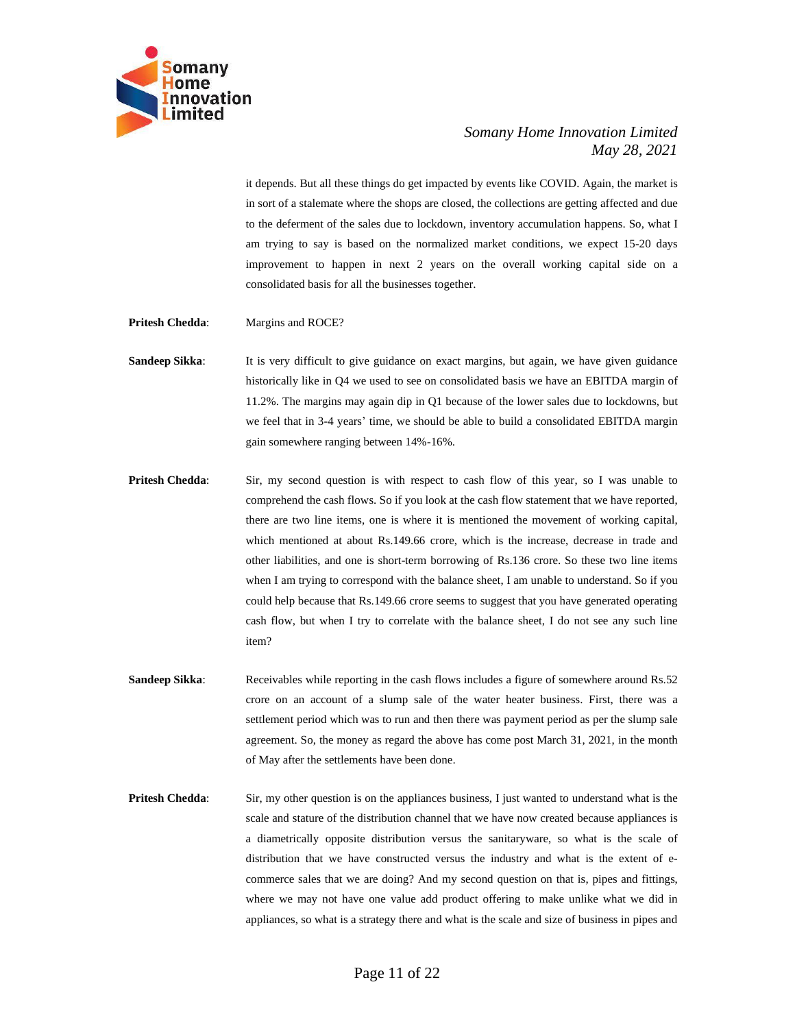it depends. But all these things do get impacted by events like COVID. Again, the market is in sort of a stalemate where the shops are closed, the collections are getting affected and due to the deferment of the sales due to lockdown, inventory accumulation happens. So, what I am trying to say is based on the normalized market conditions, we expect 15-20 days improvement to happen in next 2 years on the overall working capital side on a consolidated basis for all the businesses together.

**Pritesh Chedda**: Margins and ROCE?

**Sandeep Sikka**: It is very difficult to give guidance on exact margins, but again, we have given guidance historically like in Q4 we used to see on consolidated basis we have an EBITDA margin of 11.2%. The margins may again dip in Q1 because of the lower sales due to lockdowns, but we feel that in 3-4 years' time, we should be able to build a consolidated EBITDA margin gain somewhere ranging between 14%-16%.

**Pritesh Chedda**: Sir, my second question is with respect to cash flow of this year, so I was unable to comprehend the cash flows. So if you look at the cash flow statement that we have reported, there are two line items, one is where it is mentioned the movement of working capital, which mentioned at about Rs.149.66 crore, which is the increase, decrease in trade and other liabilities, and one is short-term borrowing of Rs.136 crore. So these two line items when I am trying to correspond with the balance sheet, I am unable to understand. So if you could help because that Rs.149.66 crore seems to suggest that you have generated operating cash flow, but when I try to correlate with the balance sheet, I do not see any such line item?

**Sandeep Sikka**: Receivables while reporting in the cash flows includes a figure of somewhere around Rs.52 crore on an account of a slump sale of the water heater business. First, there was a settlement period which was to run and then there was payment period as per the slump sale agreement. So, the money as regard the above has come post March 31, 2021, in the month of May after the settlements have been done.

**Pritesh Chedda**: Sir, my other question is on the appliances business, I just wanted to understand what is the scale and stature of the distribution channel that we have now created because appliances is a diametrically opposite distribution versus the sanitaryware, so what is the scale of distribution that we have constructed versus the industry and what is the extent of e-commerce sales that we are doing? And my second question on that is, pipes and fittings, where we may not have one value add product offering to make unlike what we did in appliances, so what is a strategy there and what is the scale and size of business in pipes and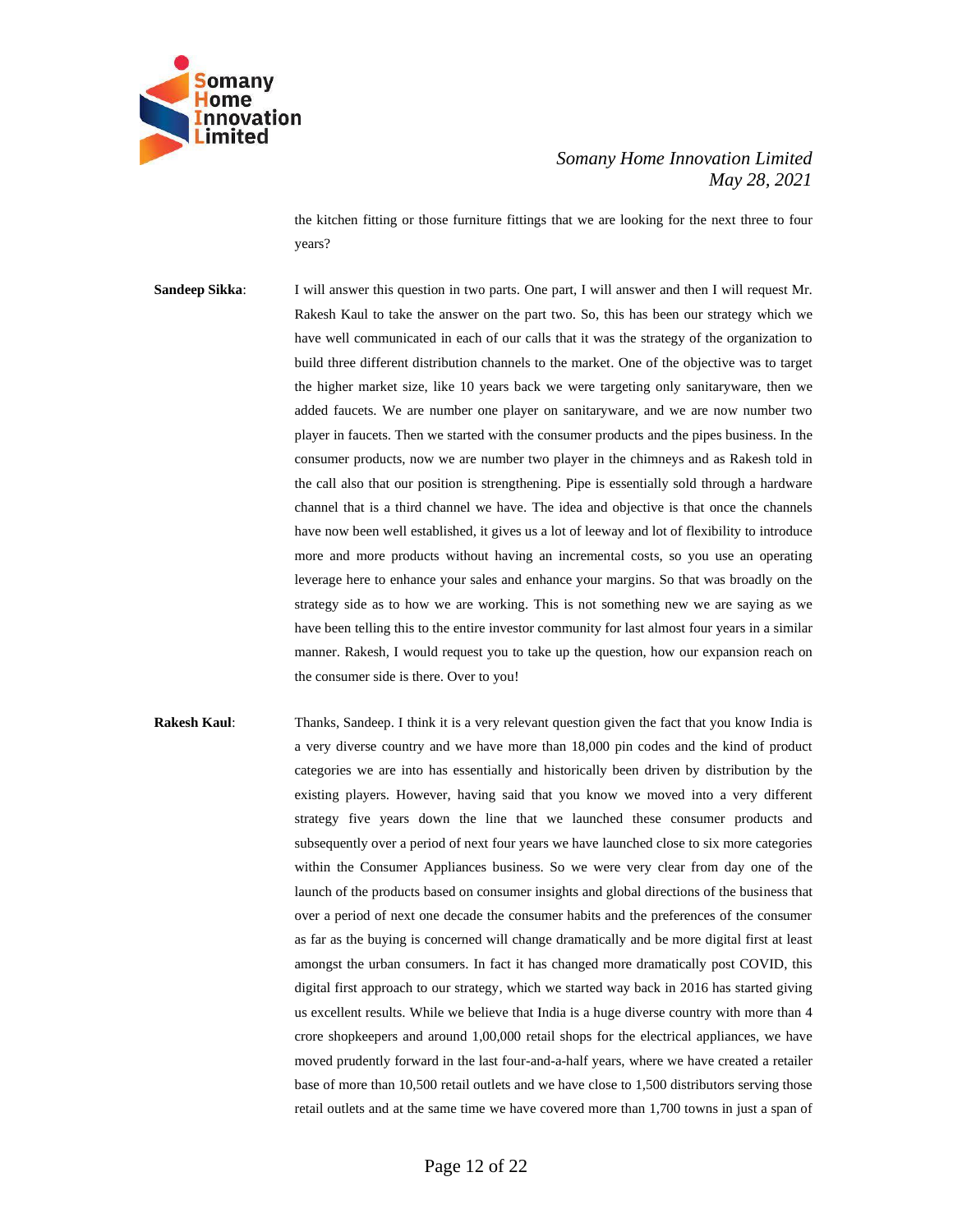the kitchen fitting or those furniture fittings that we are looking for the next three to four years?

**Sandeep Sikka**: I will answer this question in two parts. One part, I will answer and then I will request Mr. Rakesh Kaul to take the answer on the part two. So, this has been our strategy which we have well communicated in each of our calls that it was the strategy of the organization to build three different distribution channels to the market. One of the objective was to target the higher market size, like 10 years back we were targeting only sanitaryware, then we added faucets. We are number one player on sanitaryware, and we are now number two player in faucets. Then we started with the consumer products and the pipes business. In the consumer products, now we are number two player in the chimneys and as Rakesh told in the call also that our position is strengthening. Pipe is essentially sold through a hardware channel that is a third channel we have. The idea and objective is that once the channels have now been well established, it gives us a lot of leeway and lot of flexibility to introduce more and more products without having an incremental costs, so you use an operating leverage here to enhance your sales and enhance your margins. So that was broadly on the strategy side as to how we are working. This is not something new we are saying as we have been telling this to the entire investor community for last almost four years in a similar manner. Rakesh, I would request you to take up the question, how our expansion reach on the consumer side is there. Over to you!

**Rakesh Kaul**: Thanks, Sandeep. I think it is a very relevant question given the fact that you know India is a very diverse country and we have more than 18,000 pin codes and the kind of product categories we are into has essentially and historically been driven by distribution by the existing players. However, having said that you know we moved into a very different strategy five years down the line that we launched these consumer products and subsequently over a period of next four years we have launched close to six more categories within the Consumer Appliances business. So we were very clear from day one of the launch of the products based on consumer insights and global directions of the business that over a period of next one decade the consumer habits and the preferences of the consumer as far as the buying is concerned will change dramatically and be more digital first at least amongst the urban consumers. In fact it has changed more dramatically post COVID, this digital first approach to our strategy, which we started way back in 2016 has started giving us excellent results. While we believe that India is a huge diverse country with more than 4 crore shopkeepers and around 1,00,000 retail shops for the electrical appliances, we have moved prudently forward in the last four-and-a-half years, where we have created a retailer base of more than 10,500 retail outlets and we have close to 1,500 distributors serving those retail outlets and at the same time we have covered more than 1,700 towns in just a span of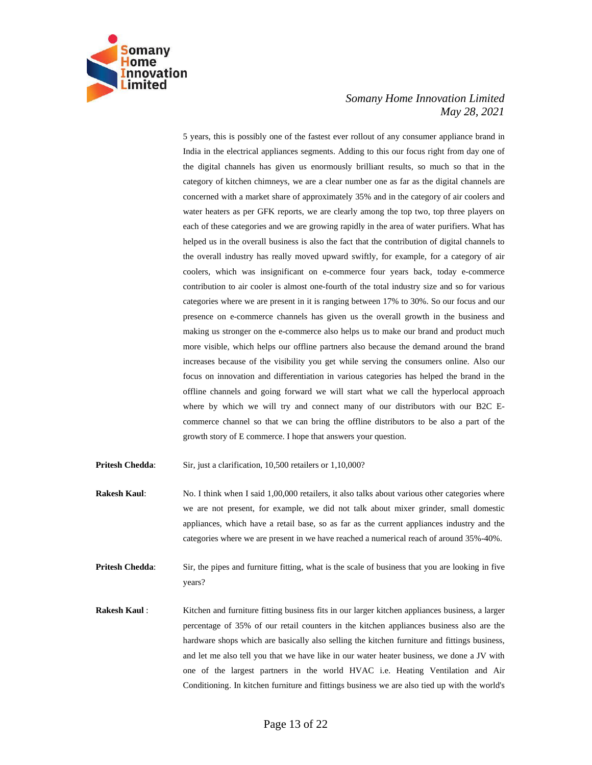5 years, this is possibly one of the fastest ever rollout of any consumer appliance brand in India in the electrical appliances segments. Adding to this our focus right from day one of the digital channels has given us enormously brilliant results, so much so that in the category of kitchen chimneys, we are a clear number one as far as the digital channels are concerned with a market share of approximately 35% and in the category of air coolers and water heaters as per GFK reports, we are clearly among the top two, top three players on each of these categories and we are growing rapidly in the area of water purifiers. What has helped us in the overall business is also the fact that the contribution of digital channels to the overall industry has really moved upward swiftly, for example, for a category of air coolers, which was insignificant on e-commerce four years back, today e-commerce contribution to air cooler is almost one-fourth of the total industry size and so for various categories where we are present in it is ranging between 17% to 30%. So our focus and our presence on e-commerce channels has given us the overall growth in the business and making us stronger on the e-commerce also helps us to make our brand and product much more visible, which helps our offline partners also because the demand around the brand increases because of the visibility you get while serving the consumers online. Also our focus on innovation and differentiation in various categories has helped the brand in the offline channels and going forward we will start what we call the hyperlocal approach where by which we will try and connect many of our distributors with our B2C E-commerce channel so that we can bring the offline distributors to be also a part of the growth story of E commerce. I hope that answers your question.

**Pritesh Chedda**: Sir, just a clarification, 10,500 retailers or 1,10,000?

**Rakesh Kaul**: No. I think when I said 1,00,000 retailers, it also talks about various other categories where we are not present, for example, we did not talk about mixer grinder, small domestic appliances, which have a retail base, so as far as the current appliances industry and the categories where we are present in we have reached a numerical reach of around 35%-40%.

**Pritesh Chedda**: Sir, the pipes and furniture fitting, what is the scale of business that you are looking in five years?

**Rakesh Kaul** : Kitchen and furniture fitting business fits in our larger kitchen appliances business, a larger percentage of 35% of our retail counters in the kitchen appliances business also are the hardware shops which are basically also selling the kitchen furniture and fittings business, and let me also tell you that we have like in our water heater business, we done a JV with one of the largest partners in the world HVAC i.e. Heating Ventilation and Air Conditioning. In kitchen furniture and fittings business we are also tied up with the world's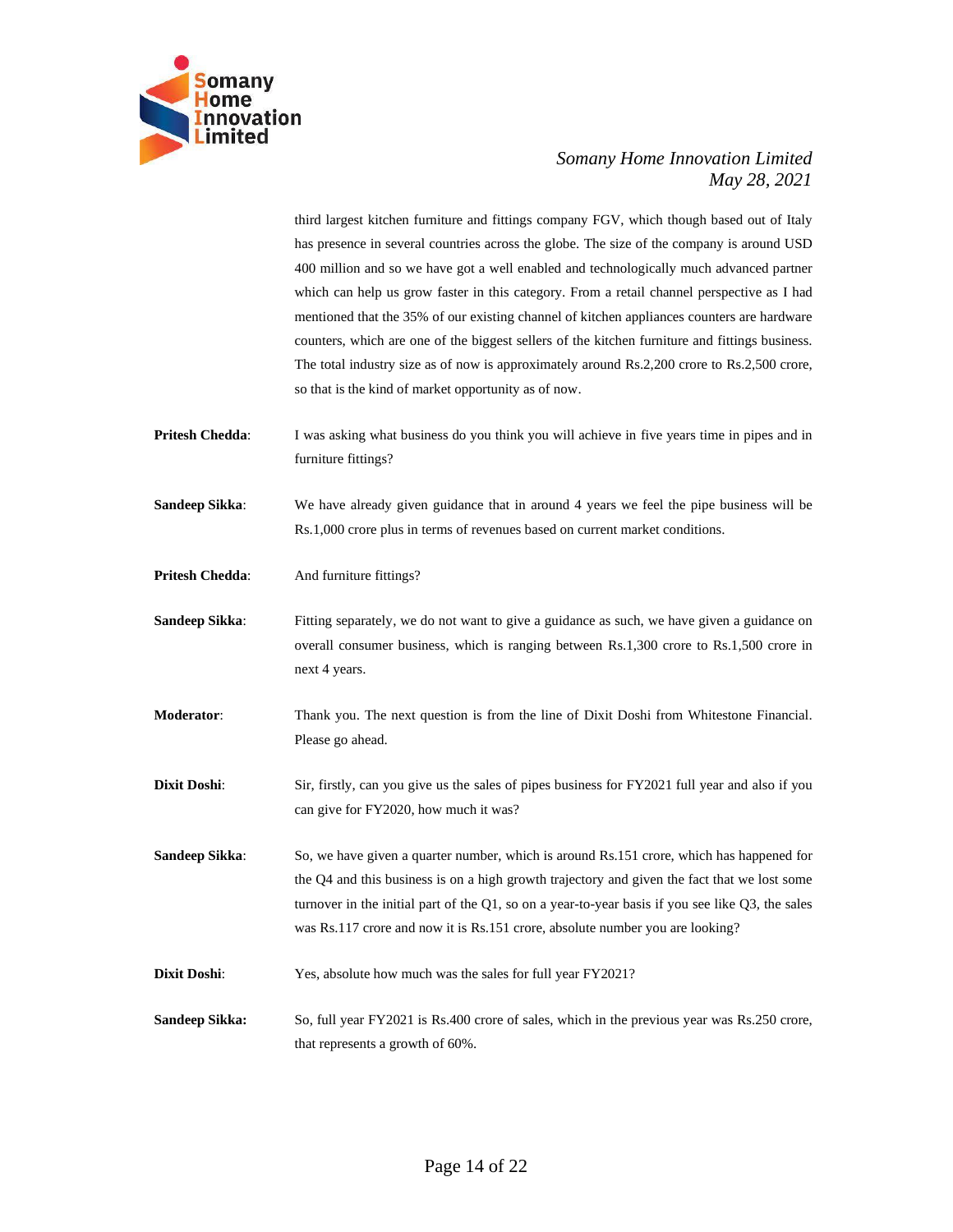third largest kitchen furniture and fittings company FGV, which though based out of Italy has presence in several countries across the globe. The size of the company is around USD 400 million and so we have got a well enabled and technologically much advanced partner which can help us grow faster in this category. From a retail channel perspective as I had mentioned that the 35% of our existing channel of kitchen appliances counters are hardware counters, which are one of the biggest sellers of the kitchen furniture and fittings business. The total industry size as of now is approximately around Rs.2,200 crore to Rs.2,500 crore, so that is the kind of market opportunity as of now.

**Pritesh Chedda**: I was asking what business do you think you will achieve in five years time in pipes and in furniture fittings?

**Sandeep Sikka**: We have already given guidance that in around 4 years we feel the pipe business will be Rs.1,000 crore plus in terms of revenues based on current market conditions.

**Pritesh Chedda**: And furniture fittings?

**Sandeep Sikka**: Fitting separately, we do not want to give a guidance as such, we have given a guidance on overall consumer business, which is ranging between Rs.1,300 crore to Rs.1,500 crore in next 4 years.

**Moderator**: Thank you. The next question is from the line of Dixit Doshi from Whitestone Financial. Please go ahead.

**Dixit Doshi**: Sir, firstly, can you give us the sales of pipes business for FY2021 full year and also if you can give for FY2020, how much it was?

**Sandeep Sikka**: So, we have given a quarter number, which is around Rs.151 crore, which has happened for the Q4 and this business is on a high growth trajectory and given the fact that we lost some turnover in the initial part of the Q1, so on a year-to-year basis if you see like Q3, the sales was Rs.117 crore and now it is Rs.151 crore, absolute number you are looking?

**Dixit Doshi**: Yes, absolute how much was the sales for full year FY2021?

**Sandeep Sikka:** So, full year FY2021 is Rs.400 crore of sales, which in the previous year was Rs.250 crore, that represents a growth of 60%.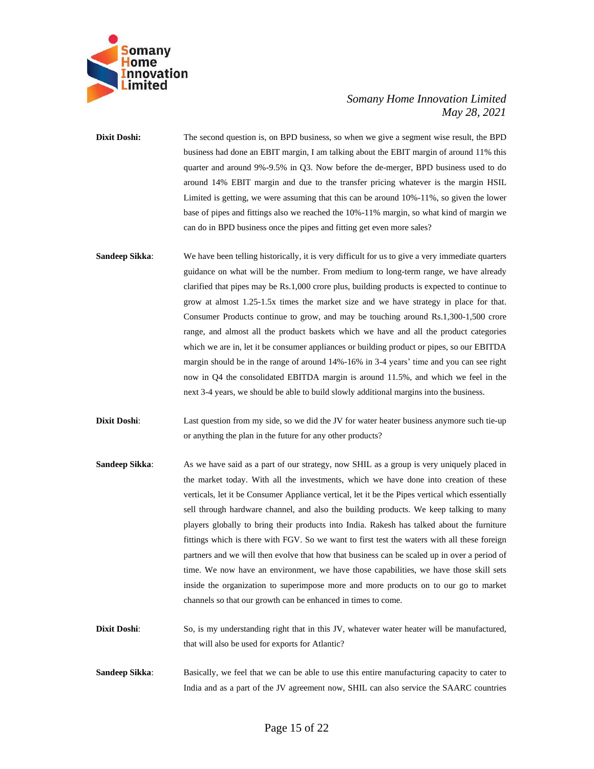**Dixit Doshi:** The second question is, on BPD business, so when we give a segment wise result, the BPD business had done an EBIT margin, I am talking about the EBIT margin of around 11% this quarter and around 9%-9.5% in Q3. Now before the de-merger, BPD business used to do around 14% EBIT margin and due to the transfer pricing whatever is the margin HSIL Limited is getting, we were assuming that this can be around 10%-11%, so given the lower base of pipes and fittings also we reached the 10%-11% margin, so what kind of margin we can do in BPD business once the pipes and fitting get even more sales?

**Sandeep Sikka**: We have been telling historically, it is very difficult for us to give a very immediate quarters guidance on what will be the number. From medium to long-term range, we have already clarified that pipes may be Rs.1,000 crore plus, building products is expected to continue to grow at almost 1.25-1.5x times the market size and we have strategy in place for that. Consumer Products continue to grow, and may be touching around Rs.1,300-1,500 crore range, and almost all the product baskets which we have and all the product categories which we are in, let it be consumer appliances or building product or pipes, so our EBITDA margin should be in the range of around 14%-16% in 3-4 years' time and you can see right now in Q4 the consolidated EBITDA margin is around 11.5%, and which we feel in the next 3-4 years, we should be able to build slowly additional margins into the business.

**Dixit Doshi**: Last question from my side, so we did the JV for water heater business anymore such tie-up or anything the plan in the future for any other products?

**Sandeep Sikka**: As we have said as a part of our strategy, now SHIL as a group is very uniquely placed in the market today. With all the investments, which we have done into creation of these verticals, let it be Consumer Appliance vertical, let it be the Pipes vertical which essentially sell through hardware channel, and also the building products. We keep talking to many players globally to bring their products into India. Rakesh has talked about the furniture fittings which is there with FGV. So we want to first test the waters with all these foreign partners and we will then evolve that how that business can be scaled up in over a period of time. We now have an environment, we have those capabilities, we have those skill sets inside the organization to superimpose more and more products on to our go to market channels so that our growth can be enhanced in times to come.

**Dixit Doshi**: So, is my understanding right that in this JV, whatever water heater will be manufactured, that will also be used for exports for Atlantic?

**Sandeep Sikka**: Basically, we feel that we can be able to use this entire manufacturing capacity to cater to India and as a part of the JV agreement now, SHIL can also service the SAARC countries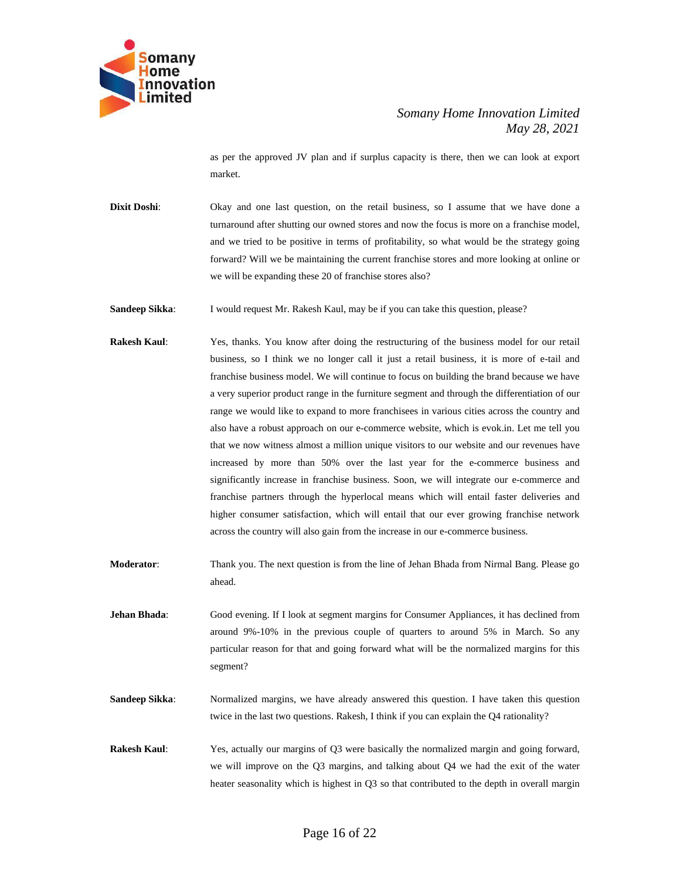as per the approved JV plan and if surplus capacity is there, then we can look at export market.

**Dixit Doshi**: Okay and one last question, on the retail business, so I assume that we have done a turnaround after shutting our owned stores and now the focus is more on a franchise model, and we tried to be positive in terms of profitability, so what would be the strategy going forward? Will we be maintaining the current franchise stores and more looking at online or we will be expanding these 20 of franchise stores also?

**Sandeep Sikka**: I would request Mr. Rakesh Kaul, may be if you can take this question, please?

**Rakesh Kaul**: Yes, thanks. You know after doing the restructuring of the business model for our retail business, so I think we no longer call it just a retail business, it is more of e-tail and franchise business model. We will continue to focus on building the brand because we have a very superior product range in the furniture segment and through the differentiation of our range we would like to expand to more franchisees in various cities across the country and also have a robust approach on our e-commerce website, which is evok.in. Let me tell you that we now witness almost a million unique visitors to our website and our revenues have increased by more than 50% over the last year for the e-commerce business and significantly increase in franchise business. Soon, we will integrate our e-commerce and franchise partners through the hyperlocal means which will entail faster deliveries and higher consumer satisfaction, which will entail that our ever growing franchise network across the country will also gain from the increase in our e-commerce business.

**Moderator**: Thank you. The next question is from the line of Jehan Bhada from Nirmal Bang. Please go ahead.

**Jehan Bhada**: Good evening. If I look at segment margins for Consumer Appliances, it has declined from around 9%-10% in the previous couple of quarters to around 5% in March. So any particular reason for that and going forward what will be the normalized margins for this segment?

**Sandeep Sikka**: Normalized margins, we have already answered this question. I have taken this question twice in the last two questions. Rakesh, I think if you can explain the Q4 rationality?

**Rakesh Kaul**: Yes, actually our margins of Q3 were basically the normalized margin and going forward, we will improve on the Q3 margins, and talking about Q4 we had the exit of the water heater seasonality which is highest in Q3 so that contributed to the depth in overall margin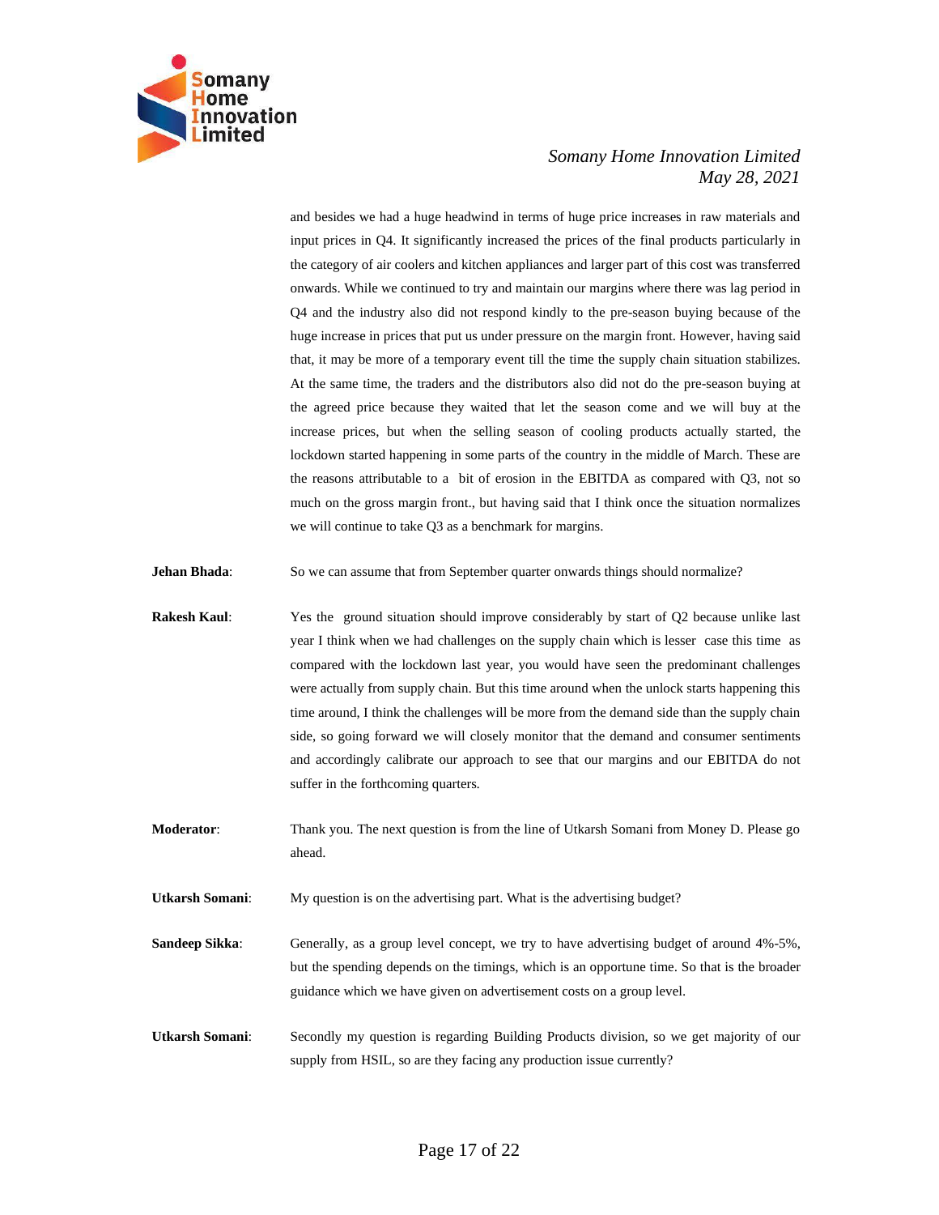and besides we had a huge headwind in terms of huge price increases in raw materials and input prices in Q4. It significantly increased the prices of the final products particularly in the category of air coolers and kitchen appliances and larger part of this cost was transferred onwards. While we continued to try and maintain our margins where there was lag period in Q4 and the industry also did not respond kindly to the pre-season buying because of the huge increase in prices that put us under pressure on the margin front. However, having said that, it may be more of a temporary event till the time the supply chain situation stabilizes. At the same time, the traders and the distributors also did not do the pre-season buying at the agreed price because they waited that let the season come and we will buy at the increase prices, but when the selling season of cooling products actually started, the lockdown started happening in some parts of the country in the middle of March. These are the reasons attributable to a bit of erosion in the EBITDA as compared with Q3, not so much on the gross margin front., but having said that I think once the situation normalizes we will continue to take Q3 as a benchmark for margins.

**Jehan Bhada**: So we can assume that from September quarter onwards things should normalize?

**Rakesh Kaul**: Yes the ground situation should improve considerably by start of Q2 because unlike last year I think when we had challenges on the supply chain which is lesser case this time as compared with the lockdown last year, you would have seen the predominant challenges were actually from supply chain. But this time around when the unlock starts happening this time around, I think the challenges will be more from the demand side than the supply chain side, so going forward we will closely monitor that the demand and consumer sentiments and accordingly calibrate our approach to see that our margins and our EBITDA do not suffer in the forthcoming quarters.

**Moderator**: Thank you. The next question is from the line of Utkarsh Somani from Money D. Please go ahead.

**Utkarsh Somani**: My question is on the advertising part. What is the advertising budget?

**Sandeep Sikka**: Generally, as a group level concept, we try to have advertising budget of around 4%-5%, but the spending depends on the timings, which is an opportune time. So that is the broader guidance which we have given on advertisement costs on a group level.

**Utkarsh Somani**: Secondly my question is regarding Building Products division, so we get majority of our supply from HSIL, so are they facing any production issue currently?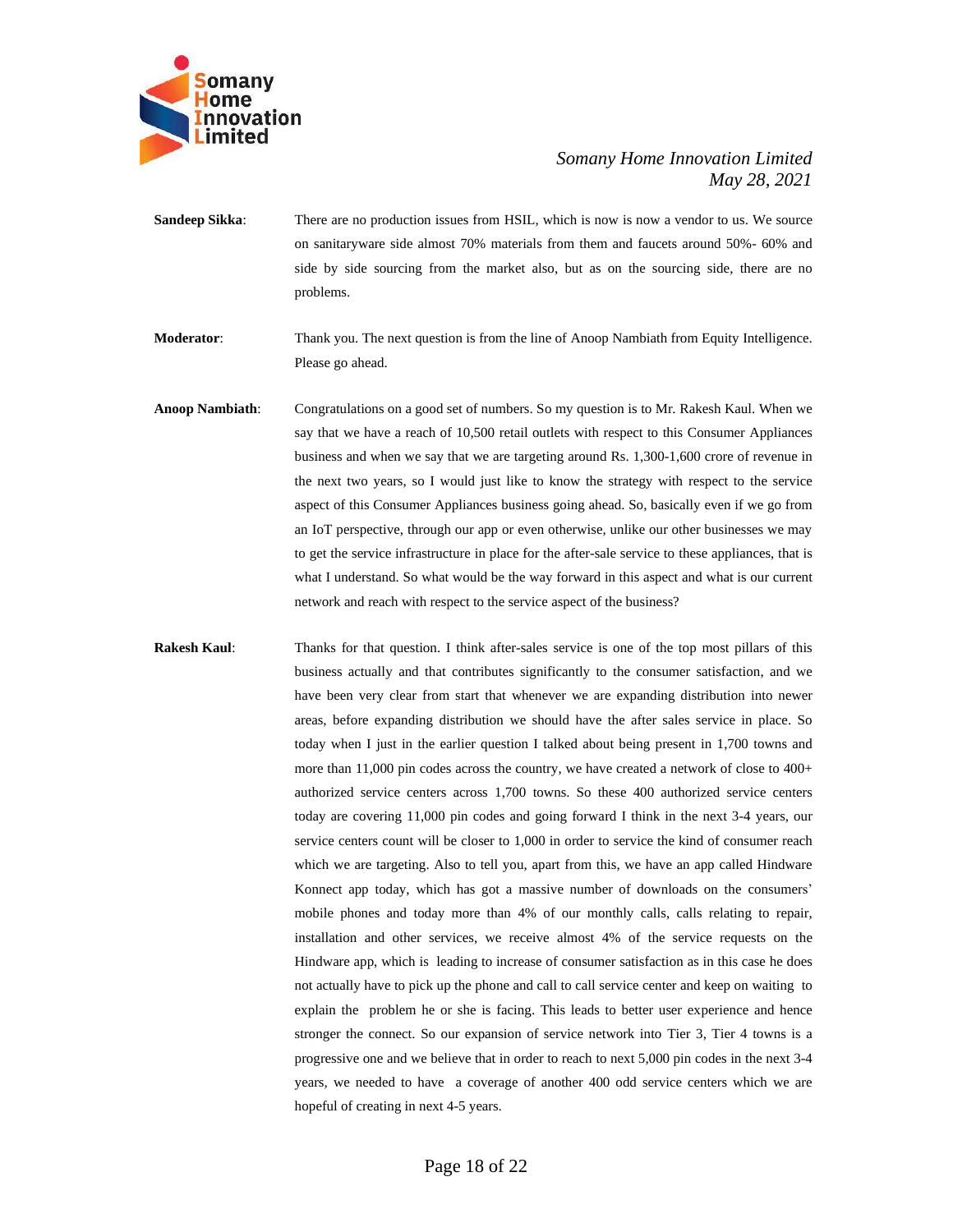**Sandeep Sikka**: There are no production issues from HSIL, which is now is now a vendor to us. We source on sanitaryware side almost 70% materials from them and faucets around 50%- 60% and side by side sourcing from the market also, but as on the sourcing side, there are no problems.

**Moderator**: Thank you. The next question is from the line of Anoop Nambiath from Equity Intelligence. Please go ahead.

**Anoop Nambiath**: Congratulations on a good set of numbers. So my question is to Mr. Rakesh Kaul. When we say that we have a reach of 10,500 retail outlets with respect to this Consumer Appliances business and when we say that we are targeting around Rs. 1,300-1,600 crore of revenue in the next two years, so I would just like to know the strategy with respect to the service aspect of this Consumer Appliances business going ahead. So, basically even if we go from an IoT perspective, through our app or even otherwise, unlike our other businesses we may to get the service infrastructure in place for the after-sale service to these appliances, that is what I understand. So what would be the way forward in this aspect and what is our current network and reach with respect to the service aspect of the business?

**Rakesh Kaul**: Thanks for that question. I think after-sales service is one of the top most pillars of this business actually and that contributes significantly to the consumer satisfaction, and we have been very clear from start that whenever we are expanding distribution into newer areas, before expanding distribution we should have the after sales service in place. So today when I just in the earlier question I talked about being present in 1,700 towns and more than 11,000 pin codes across the country, we have created a network of close to 400+ authorized service centers across 1,700 towns. So these 400 authorized service centers today are covering 11,000 pin codes and going forward I think in the next 3-4 years, our service centers count will be closer to 1,000 in order to service the kind of consumer reach which we are targeting. Also to tell you, apart from this, we have an app called Hindware Konnect app today, which has got a massive number of downloads on the consumers' mobile phones and today more than 4% of our monthly calls, calls relating to repair, installation and other services, we receive almost 4% of the service requests on the Hindware app, which is leading to increase of consumer satisfaction as in this case he does not actually have to pick up the phone and call to call service center and keep on waiting to explain the problem he or she is facing. This leads to better user experience and hence stronger the connect. So our expansion of service network into Tier 3, Tier 4 towns is a progressive one and we believe that in order to reach to next 5,000 pin codes in the next 3-4 years, we needed to have a coverage of another 400 odd service centers which we are hopeful of creating in next 4-5 years.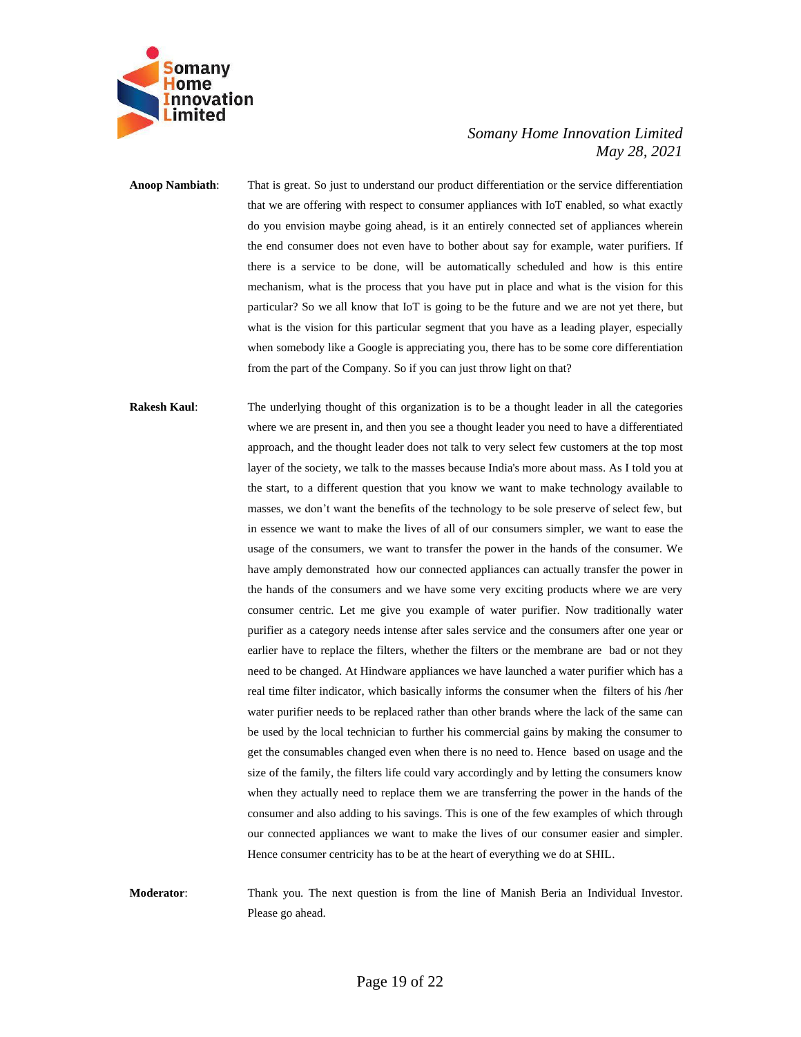**Anoop Nambiath**: That is great. So just to understand our product differentiation or the service differentiation that we are offering with respect to consumer appliances with IoT enabled, so what exactly do you envision maybe going ahead, is it an entirely connected set of appliances wherein the end consumer does not even have to bother about say for example, water purifiers. If there is a service to be done, will be automatically scheduled and how is this entire mechanism, what is the process that you have put in place and what is the vision for this particular? So we all know that IoT is going to be the future and we are not yet there, but what is the vision for this particular segment that you have as a leading player, especially when somebody like a Google is appreciating you, there has to be some core differentiation from the part of the Company. So if you can just throw light on that?

**Rakesh Kaul**: The underlying thought of this organization is to be a thought leader in all the categories where we are present in, and then you see a thought leader you need to have a differentiated approach, and the thought leader does not talk to very select few customers at the top most layer of the society, we talk to the masses because India's more about mass. As I told you at the start, to a different question that you know we want to make technology available to masses, we don't want the benefits of the technology to be sole preserve of select few, but in essence we want to make the lives of all of our consumers simpler, we want to ease the usage of the consumers, we want to transfer the power in the hands of the consumer. We have amply demonstrated how our connected appliances can actually transfer the power in the hands of the consumers and we have some very exciting products where we are very consumer centric. Let me give you example of water purifier. Now traditionally water purifier as a category needs intense after sales service and the consumers after one year or earlier have to replace the filters, whether the filters or the membrane are bad or not they need to be changed. At Hindware appliances we have launched a water purifier which has a real time filter indicator, which basically informs the consumer when the filters of his /her water purifier needs to be replaced rather than other brands where the lack of the same can be used by the local technician to further his commercial gains by making the consumer to get the consumables changed even when there is no need to. Hence based on usage and the size of the family, the filters life could vary accordingly and by letting the consumers know when they actually need to replace them we are transferring the power in the hands of the consumer and also adding to his savings. This is one of the few examples of which through our connected appliances we want to make the lives of our consumer easier and simpler. Hence consumer centricity has to be at the heart of everything we do at SHIL.

**Moderator**: Thank you. The next question is from the line of Manish Beria an Individual Investor. Please go ahead.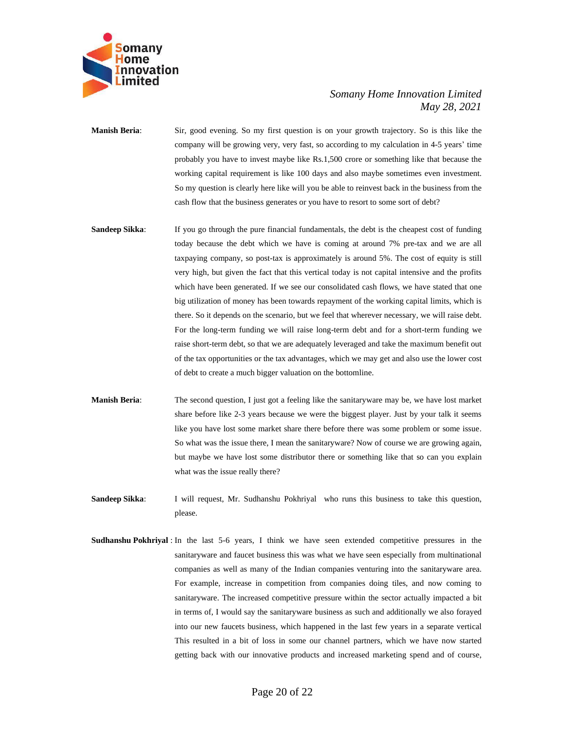**Manish Beria**: Sir, good evening. So my first question is on your growth trajectory. So is this like the company will be growing very, very fast, so according to my calculation in 4-5 years' time probably you have to invest maybe like Rs.1,500 crore or something like that because the working capital requirement is like 100 days and also maybe sometimes even investment. So my question is clearly here like will you be able to reinvest back in the business from the cash flow that the business generates or you have to resort to some sort of debt?

**Sandeep Sikka**: If you go through the pure financial fundamentals, the debt is the cheapest cost of funding today because the debt which we have is coming at around 7% pre-tax and we are all taxpaying company, so post-tax is approximately is around 5%. The cost of equity is still very high, but given the fact that this vertical today is not capital intensive and the profits which have been generated. If we see our consolidated cash flows, we have stated that one big utilization of money has been towards repayment of the working capital limits, which is there. So it depends on the scenario, but we feel that wherever necessary, we will raise debt. For the long-term funding we will raise long-term debt and for a short-term funding we raise short-term debt, so that we are adequately leveraged and take the maximum benefit out of the tax opportunities or the tax advantages, which we may get and also use the lower cost of debt to create a much bigger valuation on the bottomline.

**Manish Beria**: The second question, I just got a feeling like the sanitaryware may be, we have lost market share before like 2-3 years because we were the biggest player. Just by your talk it seems like you have lost some market share there before there was some problem or some issue. So what was the issue there, I mean the sanitaryware? Now of course we are growing again, but maybe we have lost some distributor there or something like that so can you explain what was the issue really there?

**Sandeep Sikka**: I will request, Mr. Sudhanshu Pokhriyal who runs this business to take this question, please.

**Sudhanshu Pokhriyal**: In the last 5-6 years, I think we have seen extended competitive pressures in the sanitaryware and faucet business this was what we have seen especially from multinational companies as well as many of the Indian companies venturing into the sanitaryware area. For example, increase in competition from companies doing tiles, and now coming to sanitaryware. The increased competitive pressure within the sector actually impacted a bit in terms of, I would say the sanitaryware business as such and additionally we also forayed into our new faucets business, which happened in the last few years in a separate vertical This resulted in a bit of loss in some our channel partners, which we have now started getting back with our innovative products and increased marketing spend and of course,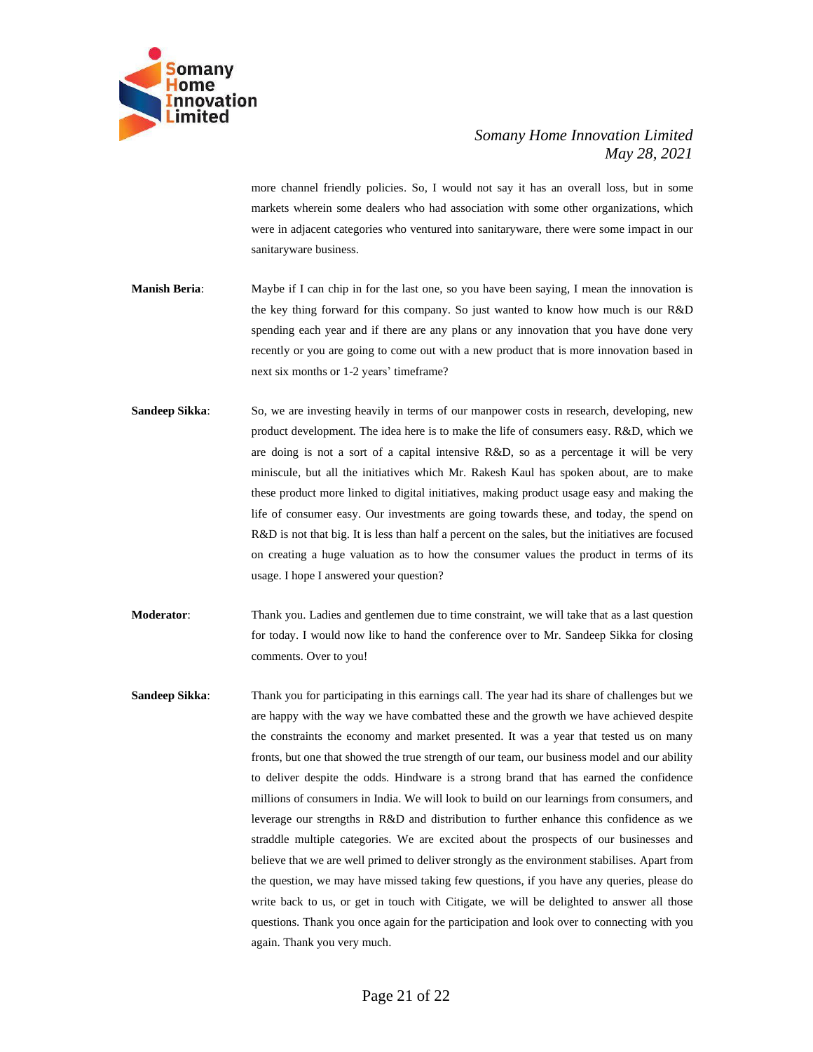more channel friendly policies. So, I would not say it has an overall loss, but in some markets wherein some dealers who had association with some other organizations, which were in adjacent categories who ventured into sanitaryware, there were some impact in our sanitaryware business.

**Manish Beria**: Maybe if I can chip in for the last one, so you have been saying, I mean the innovation is the key thing forward for this company. So just wanted to know how much is our R&D spending each year and if there are any plans or any innovation that you have done very recently or you are going to come out with a new product that is more innovation based in next six months or 1-2 years' timeframe?

**Sandeep Sikka**: So, we are investing heavily in terms of our manpower costs in research, developing, new product development. The idea here is to make the life of consumers easy. R&D, which we are doing is not a sort of a capital intensive R&D, so as a percentage it will be very miniscule, but all the initiatives which Mr. Rakesh Kaul has spoken about, are to make these product more linked to digital initiatives, making product usage easy and making the life of consumer easy. Our investments are going towards these, and today, the spend on R&D is not that big. It is less than half a percent on the sales, but the initiatives are focused on creating a huge valuation as to how the consumer values the product in terms of its usage. I hope I answered your question?

**Moderator**: Thank you. Ladies and gentlemen due to time constraint, we will take that as a last question for today. I would now like to hand the conference over to Mr. Sandeep Sikka for closing comments. Over to you!

**Sandeep Sikka**: Thank you for participating in this earnings call. The year had its share of challenges but we are happy with the way we have combatted these and the growth we have achieved despite the constraints the economy and market presented. It was a year that tested us on many fronts, but one that showed the true strength of our team, our business model and our ability to deliver despite the odds. Hindware is a strong brand that has earned the confidence millions of consumers in India. We will look to build on our learnings from consumers, and leverage our strengths in R&D and distribution to further enhance this confidence as we straddle multiple categories. We are excited about the prospects of our businesses and believe that we are well primed to deliver strongly as the environment stabilises. Apart from the question, we may have missed taking few questions, if you have any queries, please do write back to us, or get in touch with Citigate, we will be delighted to answer all those questions. Thank you once again for the participation and look over to connecting with you again. Thank you very much.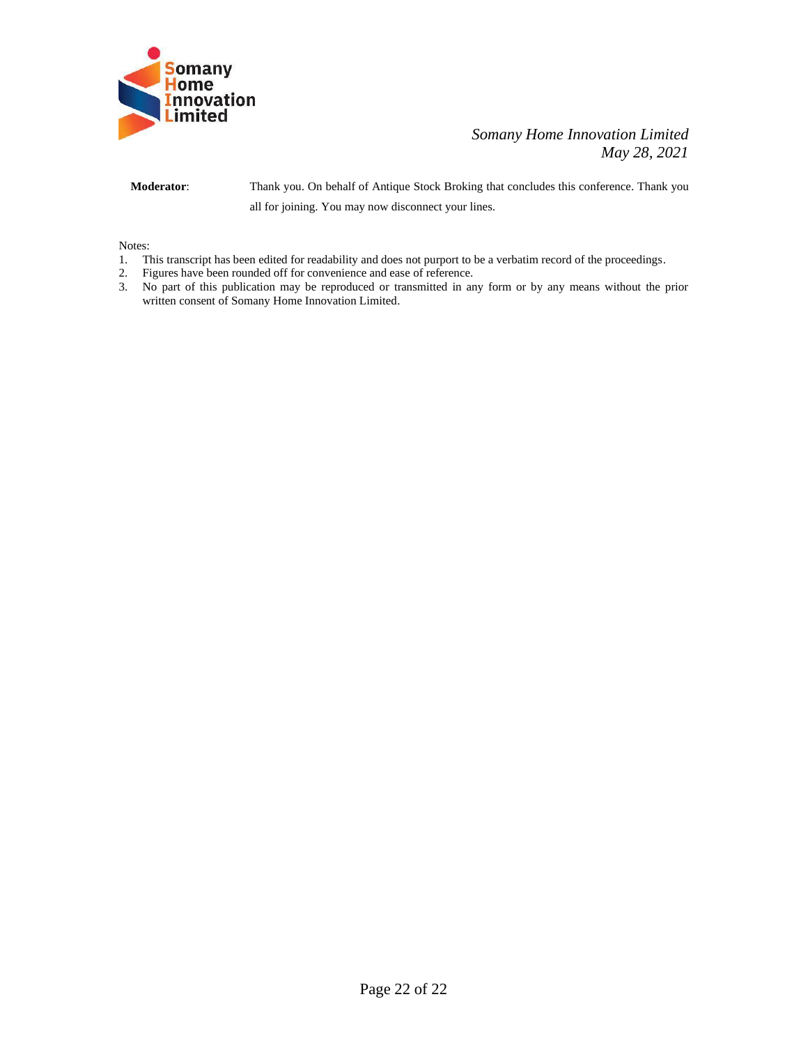**Moderator**: Thank you. On behalf of Antique Stock Broking that concludes this conference. Thank you all for joining. You may now disconnect your lines.

Notes:

1. This transcript has been edited for readability and does not purport to be a verbatim record of the proceedings.
2. Figures have been rounded off for convenience and ease of reference.
3. No part of this publication may be reproduced or transmitted in any form or by any means without the prior written consent of Somany Home Innovation Limited.